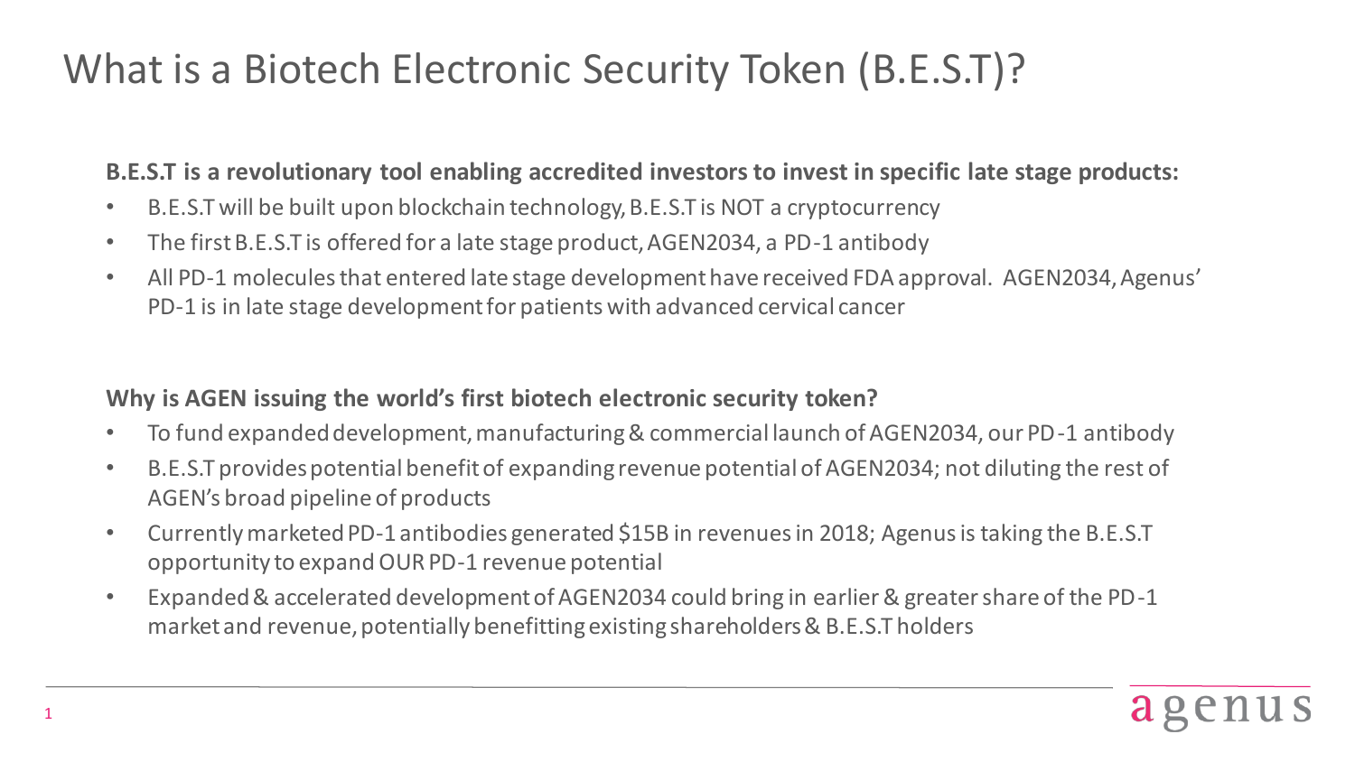# What is a Biotech Electronic Security Token (B.E.S.T)?

**B.E.S.T is a revolutionary tool enabling accredited investors to invest in specific late stage products:**

- B.E.S.T will be built upon blockchain technology, B.E.S.T is NOT a cryptocurrency
- The first B.E.S.T is offered for a late stage product, AGEN2034, a PD-1 antibody
- All PD-1 molecules that entered late stage development have received FDA approval. AGEN2034, Agenus' PD-1 is in late stage development for patients with advanced cervical cancer

**Why is AGEN issuing the world's first biotech electronic security token?**

- To fund expanded development, manufacturing & commercial launch of AGEN2034, our PD-1 antibody
- B.E.S.T provides potential benefit of expanding revenue potential of AGEN2034; not diluting the rest of AGEN's broad pipeline of products
- Currently marketed PD-1 antibodies generated $15B in revenues in 2018; Agenus is taking the B.E.S.T opportunity to expand OUR PD-1 revenue potential
- Expanded & accelerated development of AGEN2034 could bring in earlier & greater share of the PD-1 market and revenue, potentially benefitting existing shareholders & B.E.S.T holders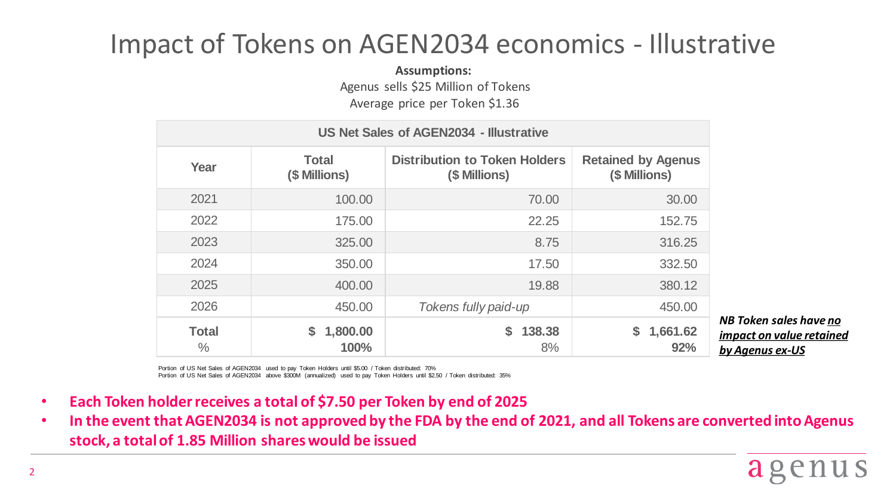# Impact of Tokens on AGEN2034 economics - Illustrative

**Assumptions:**

Agenus sells $25 Million of Tokens

Average price per Token $1.36

| US Net Sales of AGEN2034 - Illustrative | | | |
|---|---|---|---|
| **Year** | **Total ($ Millions)** | **Distribution to Token Holders ($ Millions)** | **Retained by Agenus ($ Millions)** |
| 2021 | 100.00 | 70.00 | 30.00 |
| 2022 | 175.00 | 22.25 | 152.75 |
| 2023 | 325.00 | 8.75 | 316.25 |
| 2024 | 350.00 | 17.50 | 332.50 |
| 2025 | 400.00 | 19.88 | 380.12 |
| 2026 | 450.00 | *Tokens fully paid-up* | 450.00 |
| **Total** | **$ 1,800.00** | **$ 138.38** | **$ 1,661.62** |
| % | **100%** | 8% | **92%** |

Portion of US Net Sales of AGEN2034 used to pay Token Holders until $5.00 / Token distributed: 70%

Portion of US Net Sales of AGEN2034 above $300M (annualized) used to pay Token Holders until $2.50 / Token distributed: 35%

***NB Token sales have no impact on value retained by Agenus ex-US***

- **Each Token holder receives a total of $7.50 per Token by end of 2025**
- **In the event that AGEN2034 is not approved by the FDA by the end of 2021, and all Tokens are converted into Agenus stock, a total of 1.85 Million shares would be issued**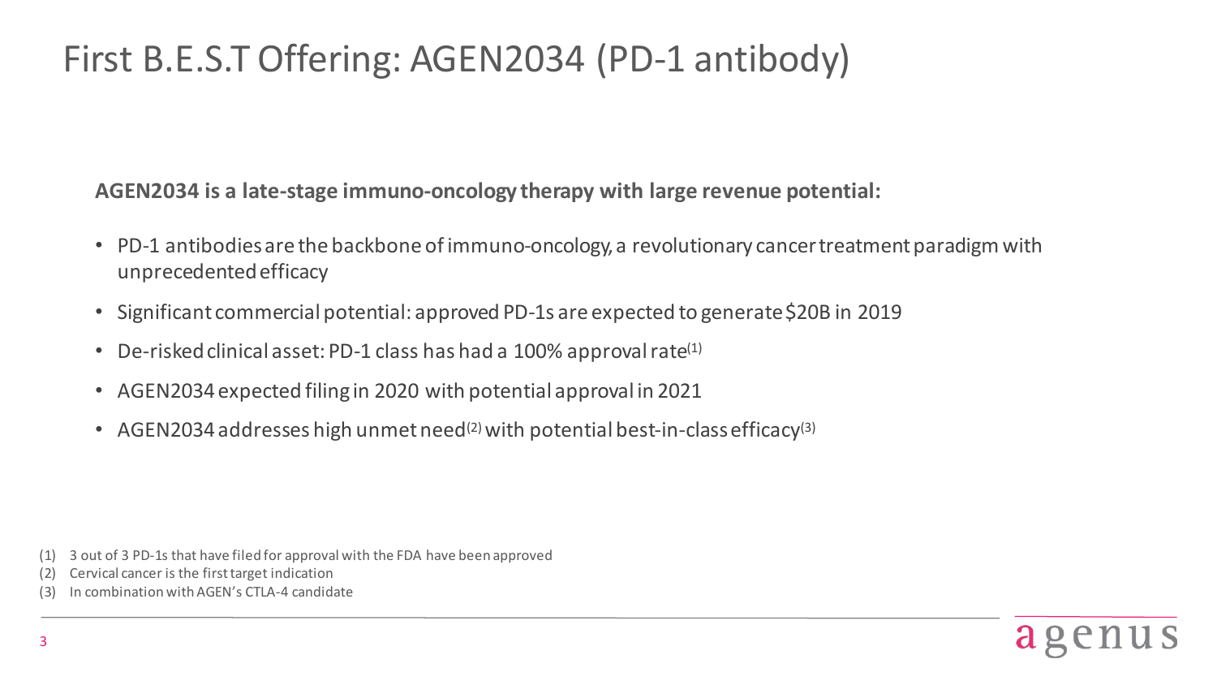# First B.E.S.T Offering: AGEN2034 (PD-1 antibody)

**AGEN2034 is a late-stage immuno-oncology therapy with large revenue potential:**

- PD-1 antibodies are the backbone of immuno-oncology, a revolutionary cancer treatment paradigm with unprecedented efficacy
- Significant commercial potential: approved PD-1s are expected to generate $20B in 2019
- De-risked clinical asset: PD-1 class has had a 100% approval rate[1]
- AGEN2034 expected filing in 2020 with potential approval in 2021
- AGEN2034 addresses high unmet need[2] with potential best-in-class efficacy[3]

(1) 3 out of 3 PD-1s that have filed for approval with the FDA have been approved
(2) Cervical cancer is the first target indication
(3) In combination with AGEN's CTLA-4 candidate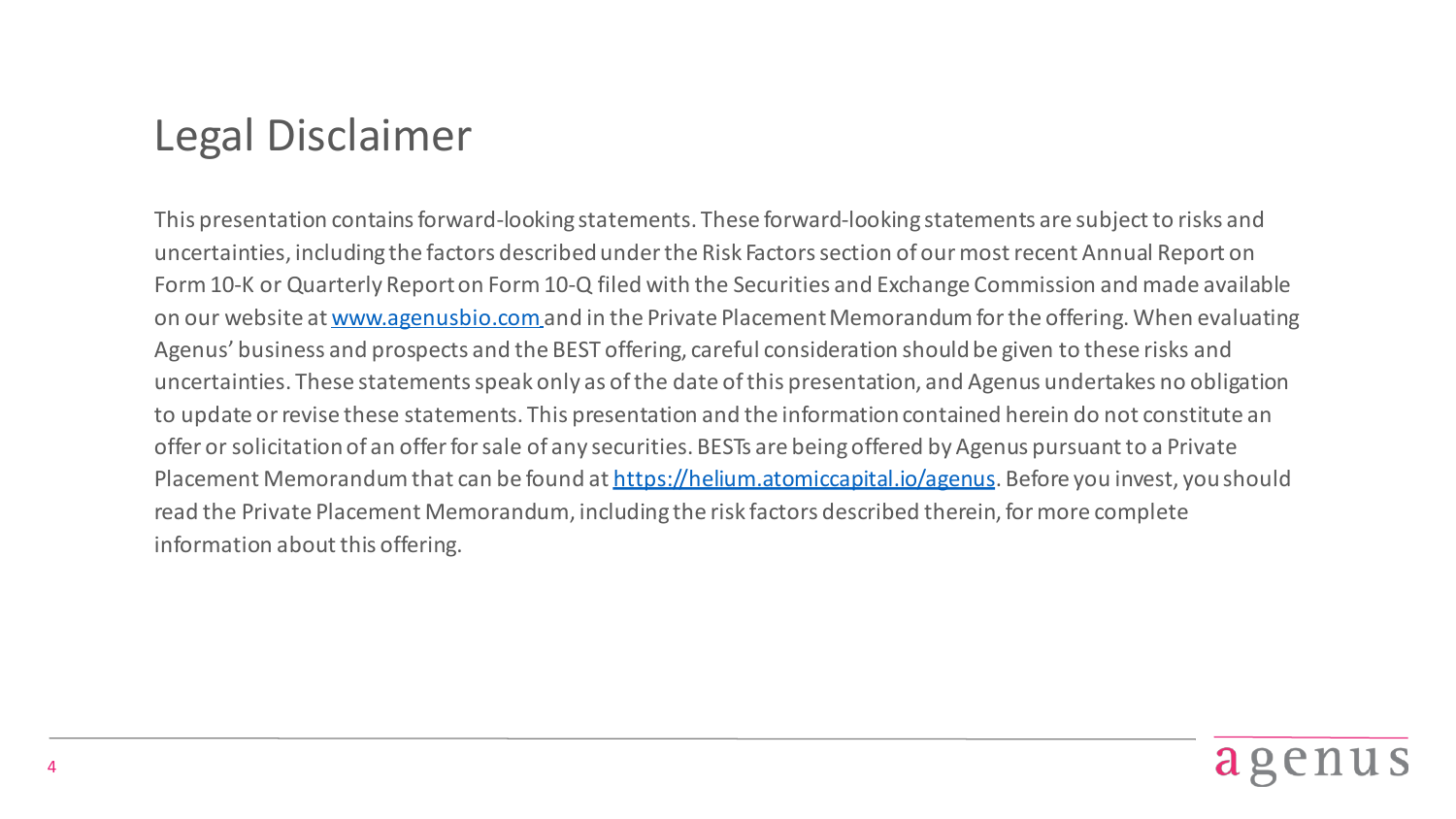# Legal Disclaimer

This presentation contains forward-looking statements. These forward-looking statements are subject to risks and uncertainties, including the factors described under the Risk Factors section of our most recent Annual Report on Form 10-K or Quarterly Report on Form 10-Q filed with the Securities and Exchange Commission and made available on our website at [www.agenusbio.com](http://www.agenusbio.com) and in the Private Placement Memorandum for the offering. When evaluating Agenus' business and prospects and the BEST offering, careful consideration should be given to these risks and uncertainties. These statements speak only as of the date of this presentation, and Agenus undertakes no obligation to update or revise these statements. This presentation and the information contained herein do not constitute an offer or solicitation of an offer for sale of any securities. BESTs are being offered by Agenus pursuant to a Private Placement Memorandum that can be found at [https://helium.atomiccapital.io/agenus](https://helium.atomiccapital.io/agenus). Before you invest, you should read the Private Placement Memorandum, including the risk factors described therein, for more complete information about this offering.